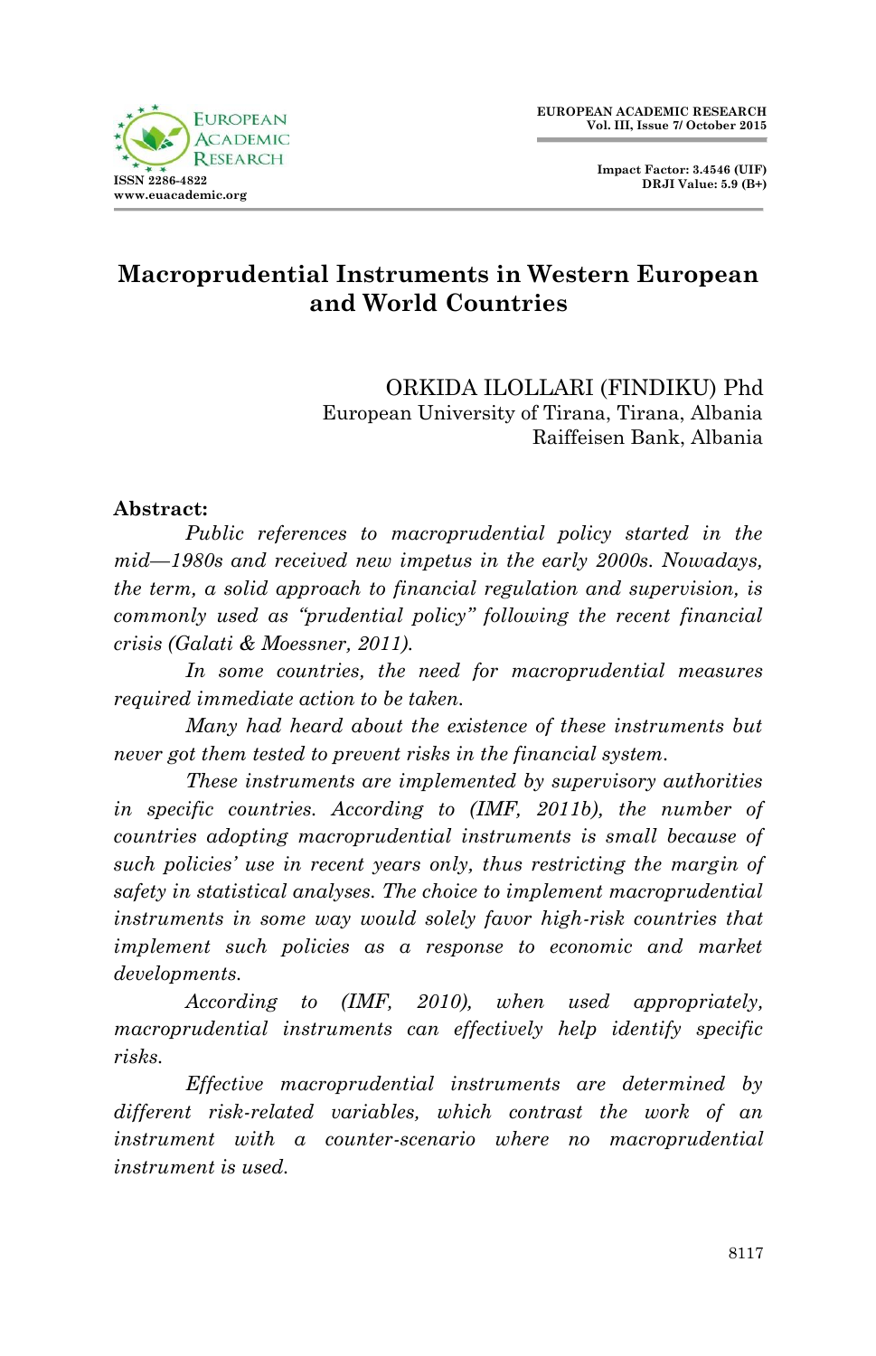# Macroprudential Instruments in Western European and World Countries

ORKIDA ILOLLARI (FINDIKU) Phd
European University of Tirana, Tirana, Albania
Raiffeisen Bank, Albania

**Abstract:**

*Public references to macroprudential policy started in the mid—1980s and received new impetus in the early 2000s. Nowadays, the term, a solid approach to financial regulation and supervision, is commonly used as "prudential policy" following the recent financial crisis (Galati & Moessner, 2011).*

*In some countries, the need for macroprudential measures required immediate action to be taken.*

*Many had heard about the existence of these instruments but never got them tested to prevent risks in the financial system.*

*These instruments are implemented by supervisory authorities in specific countries. According to (IMF, 2011b), the number of countries adopting macroprudential instruments is small because of such policies' use in recent years only, thus restricting the margin of safety in statistical analyses. The choice to implement macroprudential instruments in some way would solely favor high-risk countries that implement such policies as a response to economic and market developments.*

*According to (IMF, 2010), when used appropriately, macroprudential instruments can effectively help identify specific risks.*

*Effective macroprudential instruments are determined by different risk-related variables, which contrast the work of an instrument with a counter-scenario where no macroprudential instrument is used.*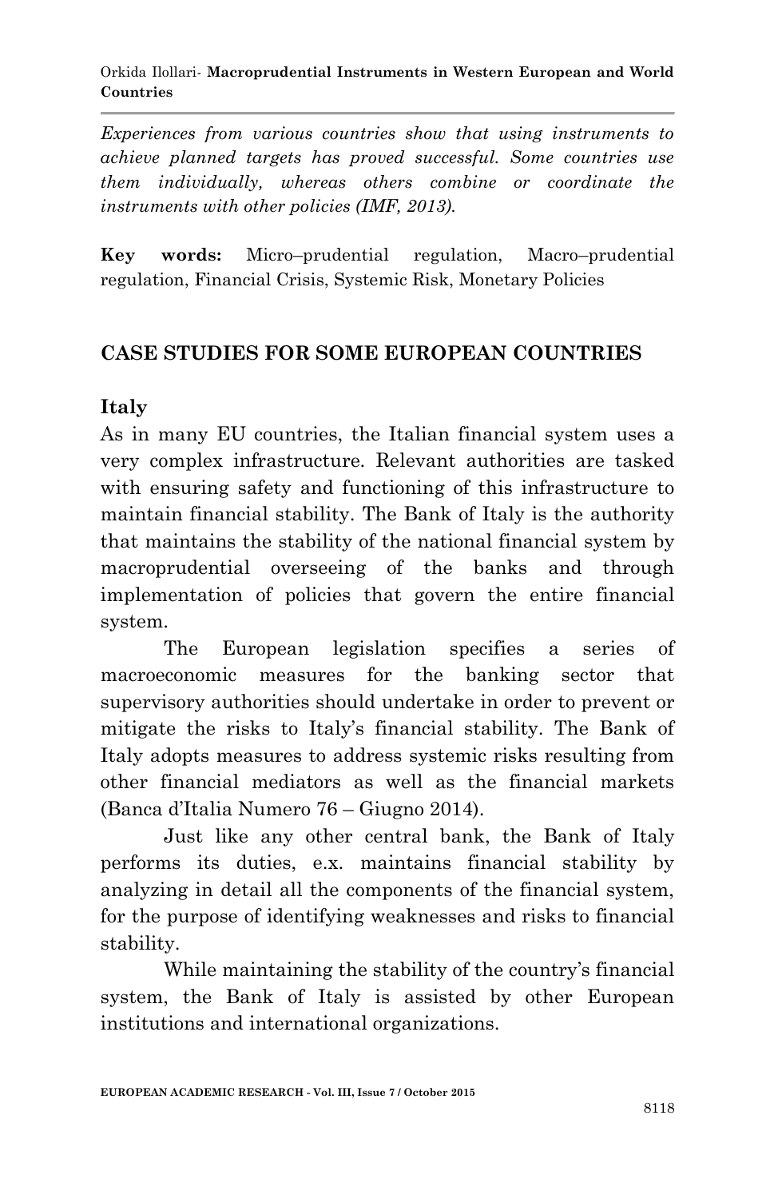*Experiences from various countries show that using instruments to achieve planned targets has proved successful. Some countries use them individually, whereas others combine or coordinate the instruments with other policies (IMF, 2013).*

**Key words:** Micro–prudential regulation, Macro–prudential regulation, Financial Crisis, Systemic Risk, Monetary Policies

## CASE STUDIES FOR SOME EUROPEAN COUNTRIES

### Italy

As in many EU countries, the Italian financial system uses a very complex infrastructure. Relevant authorities are tasked with ensuring safety and functioning of this infrastructure to maintain financial stability. The Bank of Italy is the authority that maintains the stability of the national financial system by macroprudential overseeing of the banks and through implementation of policies that govern the entire financial system.

The European legislation specifies a series of macroeconomic measures for the banking sector that supervisory authorities should undertake in order to prevent or mitigate the risks to Italy's financial stability. The Bank of Italy adopts measures to address systemic risks resulting from other financial mediators as well as the financial markets (Banca d'Italia Numero 76 – Giugno 2014).

Just like any other central bank, the Bank of Italy performs its duties, e.x. maintains financial stability by analyzing in detail all the components of the financial system, for the purpose of identifying weaknesses and risks to financial stability.

While maintaining the stability of the country's financial system, the Bank of Italy is assisted by other European institutions and international organizations.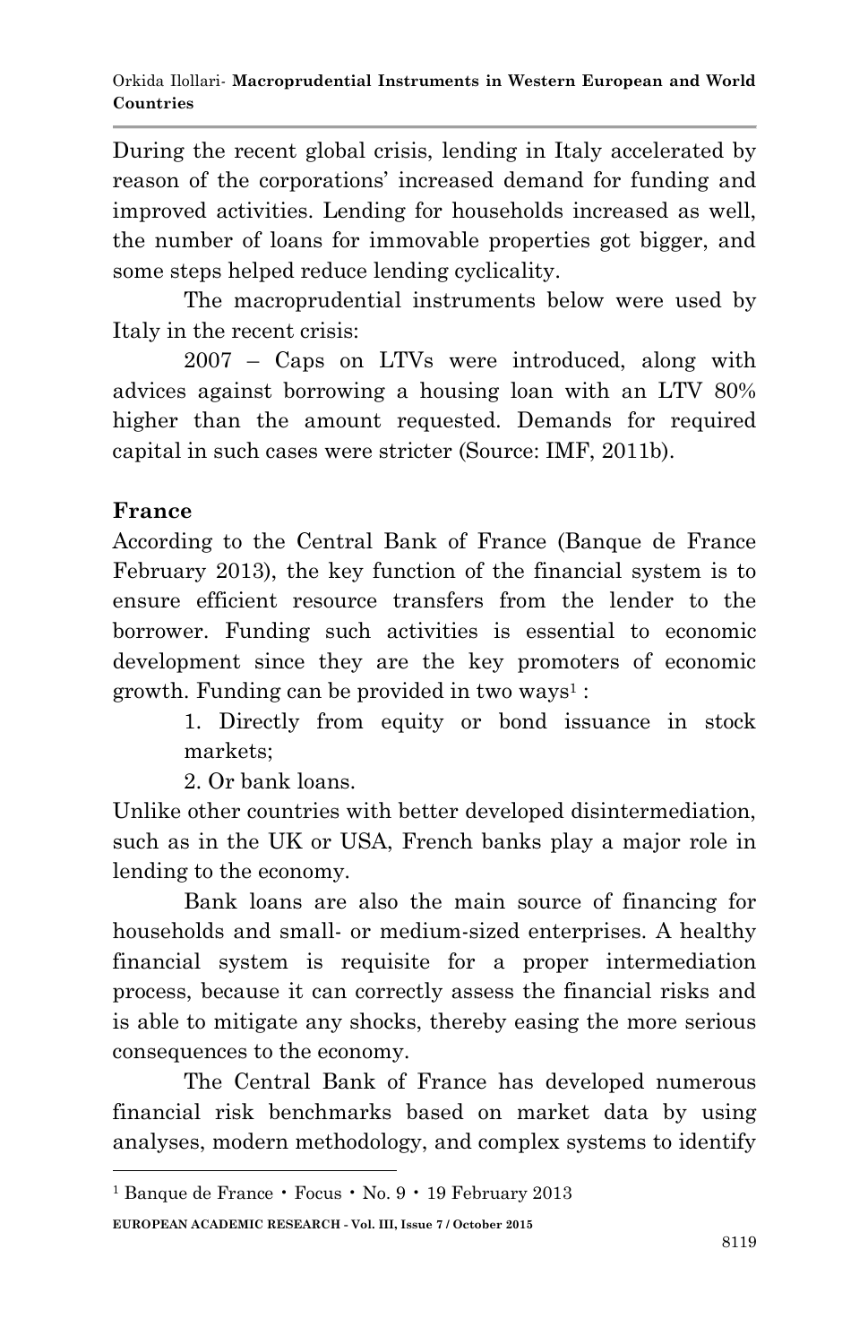During the recent global crisis, lending in Italy accelerated by reason of the corporations' increased demand for funding and improved activities. Lending for households increased as well, the number of loans for immovable properties got bigger, and some steps helped reduce lending cyclicality.

The macroprudential instruments below were used by Italy in the recent crisis:

2007 – Caps on LTVs were introduced, along with advices against borrowing a housing loan with an LTV 80% higher than the amount requested. Demands for required capital in such cases were stricter (Source: IMF, 2011b).

## France

According to the Central Bank of France (Banque de France February 2013), the key function of the financial system is to ensure efficient resource transfers from the lender to the borrower. Funding such activities is essential to economic development since they are the key promoters of economic growth. Funding can be provided in two ways[1] :

1. Directly from equity or bond issuance in stock markets;
2. Or bank loans.

Unlike other countries with better developed disintermediation, such as in the UK or USA, French banks play a major role in lending to the economy.

Bank loans are also the main source of financing for households and small- or medium-sized enterprises. A healthy financial system is requisite for a proper intermediation process, because it can correctly assess the financial risks and is able to mitigate any shocks, thereby easing the more serious consequences to the economy.

The Central Bank of France has developed numerous financial risk benchmarks based on market data by using analyses, modern methodology, and complex systems to identify

[1] Banque de France • Focus • No. 9 • 19 February 2013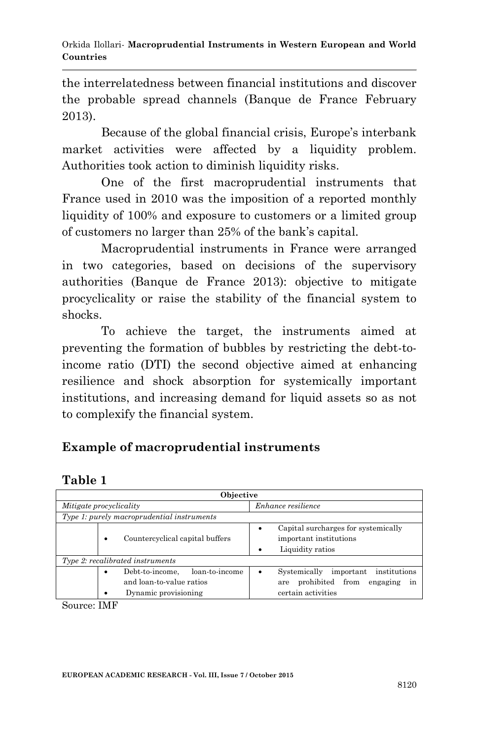the interrelatedness between financial institutions and discover the probable spread channels (Banque de France February 2013).

Because of the global financial crisis, Europe's interbank market activities were affected by a liquidity problem. Authorities took action to diminish liquidity risks.

One of the first macroprudential instruments that France used in 2010 was the imposition of a reported monthly liquidity of 100% and exposure to customers or a limited group of customers no larger than 25% of the bank's capital.

Macroprudential instruments in France were arranged in two categories, based on decisions of the supervisory authorities (Banque de France 2013): objective to mitigate procyclicality or raise the stability of the financial system to shocks.

To achieve the target, the instruments aimed at preventing the formation of bubbles by restricting the debt-to-income ratio (DTI) the second objective aimed at enhancing resilience and shock absorption for systemically important institutions, and increasing demand for liquid assets so as not to complexify the financial system.

## Example of macroprudential instruments

**Table 1**

| Objective | | |
|---|---|---|
| *Mitigate procyclicality* | | *Enhance resilience* |
| *Type 1: purely macroprudential instruments* | | |
| | • Countercyclical capital buffers | • Capital surcharges for systemically important institutions<br>• Liquidity ratios |
| *Type 2: recalibrated instruments* | | |
| | • Debt-to-income, loan-to-income and loan-to-value ratios<br>• Dynamic provisioning | • Systemically important institutions are prohibited from engaging in certain activities |

Source: IMF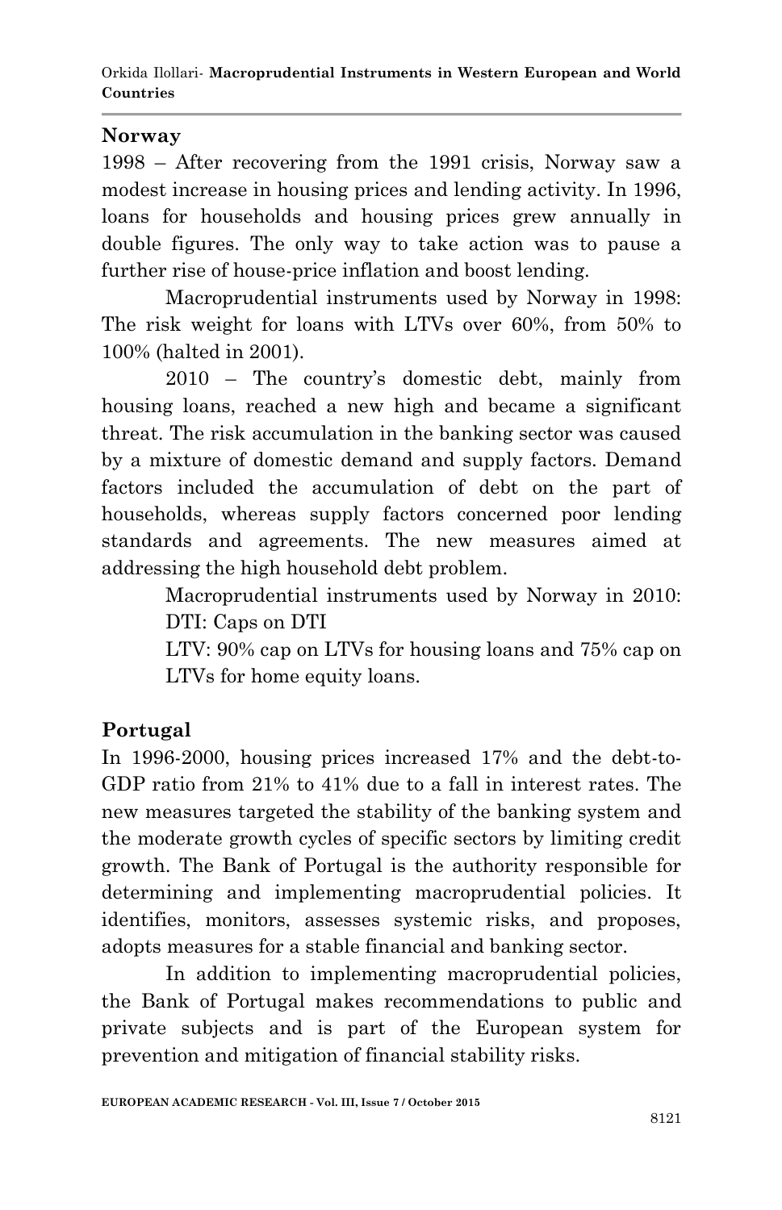**Norway**

1998 – After recovering from the 1991 crisis, Norway saw a modest increase in housing prices and lending activity. In 1996, loans for households and housing prices grew annually in double figures. The only way to take action was to pause a further rise of house-price inflation and boost lending.

Macroprudential instruments used by Norway in 1998: The risk weight for loans with LTVs over 60%, from 50% to 100% (halted in 2001).

2010 – The country's domestic debt, mainly from housing loans, reached a new high and became a significant threat. The risk accumulation in the banking sector was caused by a mixture of domestic demand and supply factors. Demand factors included the accumulation of debt on the part of households, whereas supply factors concerned poor lending standards and agreements. The new measures aimed at addressing the high household debt problem.

> Macroprudential instruments used by Norway in 2010:
> DTI: Caps on DTI
> LTV: 90% cap on LTVs for housing loans and 75% cap on LTVs for home equity loans.

**Portugal**

In 1996-2000, housing prices increased 17% and the debt-to-GDP ratio from 21% to 41% due to a fall in interest rates. The new measures targeted the stability of the banking system and the moderate growth cycles of specific sectors by limiting credit growth. The Bank of Portugal is the authority responsible for determining and implementing macroprudential policies. It identifies, monitors, assesses systemic risks, and proposes, adopts measures for a stable financial and banking sector.

In addition to implementing macroprudential policies, the Bank of Portugal makes recommendations to public and private subjects and is part of the European system for prevention and mitigation of financial stability risks.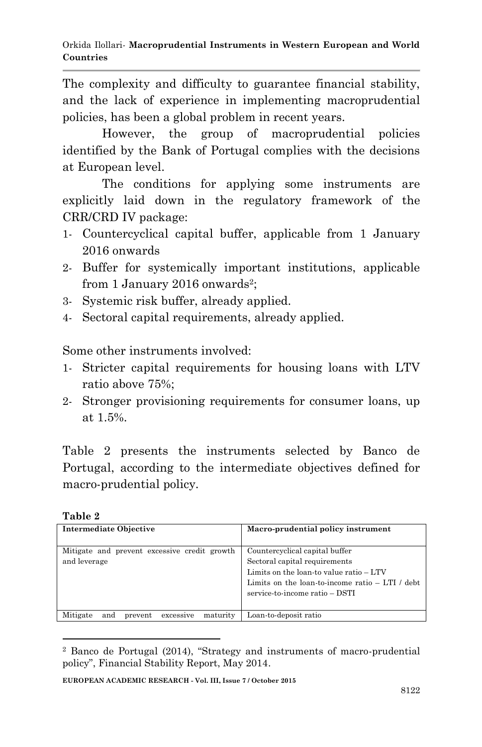The complexity and difficulty to guarantee financial stability, and the lack of experience in implementing macroprudential policies, has been a global problem in recent years.

However, the group of macroprudential policies identified by the Bank of Portugal complies with the decisions at European level.

The conditions for applying some instruments are explicitly laid down in the regulatory framework of the CRR/CRD IV package:

1- Countercyclical capital buffer, applicable from 1 January 2016 onwards
2- Buffer for systemically important institutions, applicable from 1 January 2016 onwards[2];
3- Systemic risk buffer, already applied.
4- Sectoral capital requirements, already applied.

Some other instruments involved:

1- Stricter capital requirements for housing loans with LTV ratio above 75%;
2- Stronger provisioning requirements for consumer loans, up at 1.5%.

Table 2 presents the instruments selected by Banco de Portugal, according to the intermediate objectives defined for macro-prudential policy.

**Table 2**

| Intermediate Objective | Macro-prudential policy instrument |
|---|---|
| Mitigate and prevent excessive credit growth and leverage | Countercyclical capital buffer<br>Sectoral capital requirements<br>Limits on the loan-to value ratio – LTV<br>Limits on the loan-to-income ratio – LTI / debt service-to-income ratio – DSTI |
| Mitigate and prevent excessive maturity | Loan-to-deposit ratio |

[2] Banco de Portugal (2014), "Strategy and instruments of macro-prudential policy", Financial Stability Report, May 2014.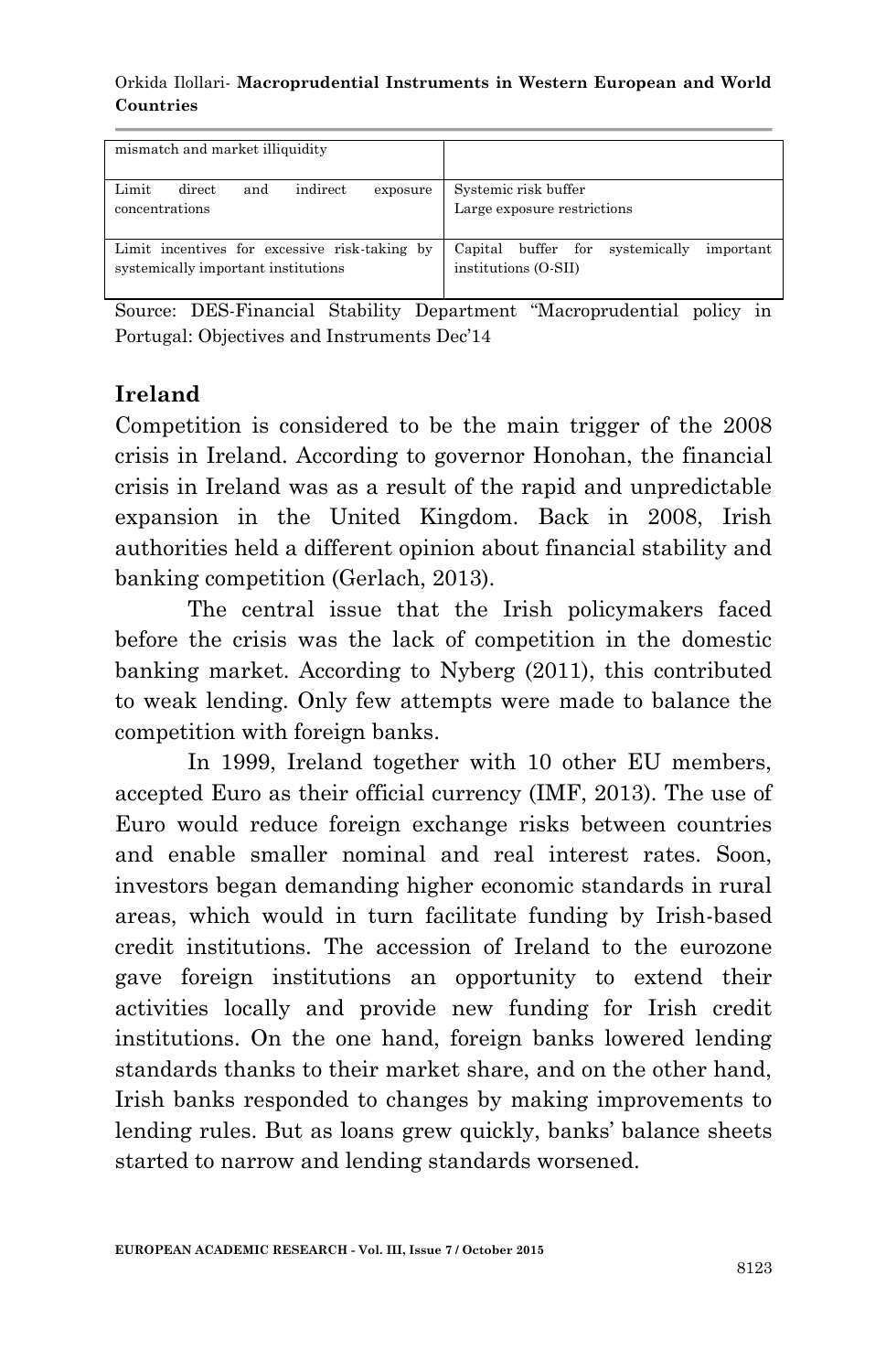| | |
|---|---|
| mismatch and market illiquidity | |
| Limit direct and indirect exposure concentrations | Systemic risk buffer<br>Large exposure restrictions |
| Limit incentives for excessive risk-taking by systemically important institutions | Capital buffer for systemically important institutions (O-SII) |

Source: DES-Financial Stability Department "Macroprudential policy in Portugal: Objectives and Instruments Dec'14

## Ireland

Competition is considered to be the main trigger of the 2008 crisis in Ireland. According to governor Honohan, the financial crisis in Ireland was as a result of the rapid and unpredictable expansion in the United Kingdom. Back in 2008, Irish authorities held a different opinion about financial stability and banking competition (Gerlach, 2013).

The central issue that the Irish policymakers faced before the crisis was the lack of competition in the domestic banking market. According to Nyberg (2011), this contributed to weak lending. Only few attempts were made to balance the competition with foreign banks.

In 1999, Ireland together with 10 other EU members, accepted Euro as their official currency (IMF, 2013). The use of Euro would reduce foreign exchange risks between countries and enable smaller nominal and real interest rates. Soon, investors began demanding higher economic standards in rural areas, which would in turn facilitate funding by Irish-based credit institutions. The accession of Ireland to the eurozone gave foreign institutions an opportunity to extend their activities locally and provide new funding for Irish credit institutions. On the one hand, foreign banks lowered lending standards thanks to their market share, and on the other hand, Irish banks responded to changes by making improvements to lending rules. But as loans grew quickly, banks' balance sheets started to narrow and lending standards worsened.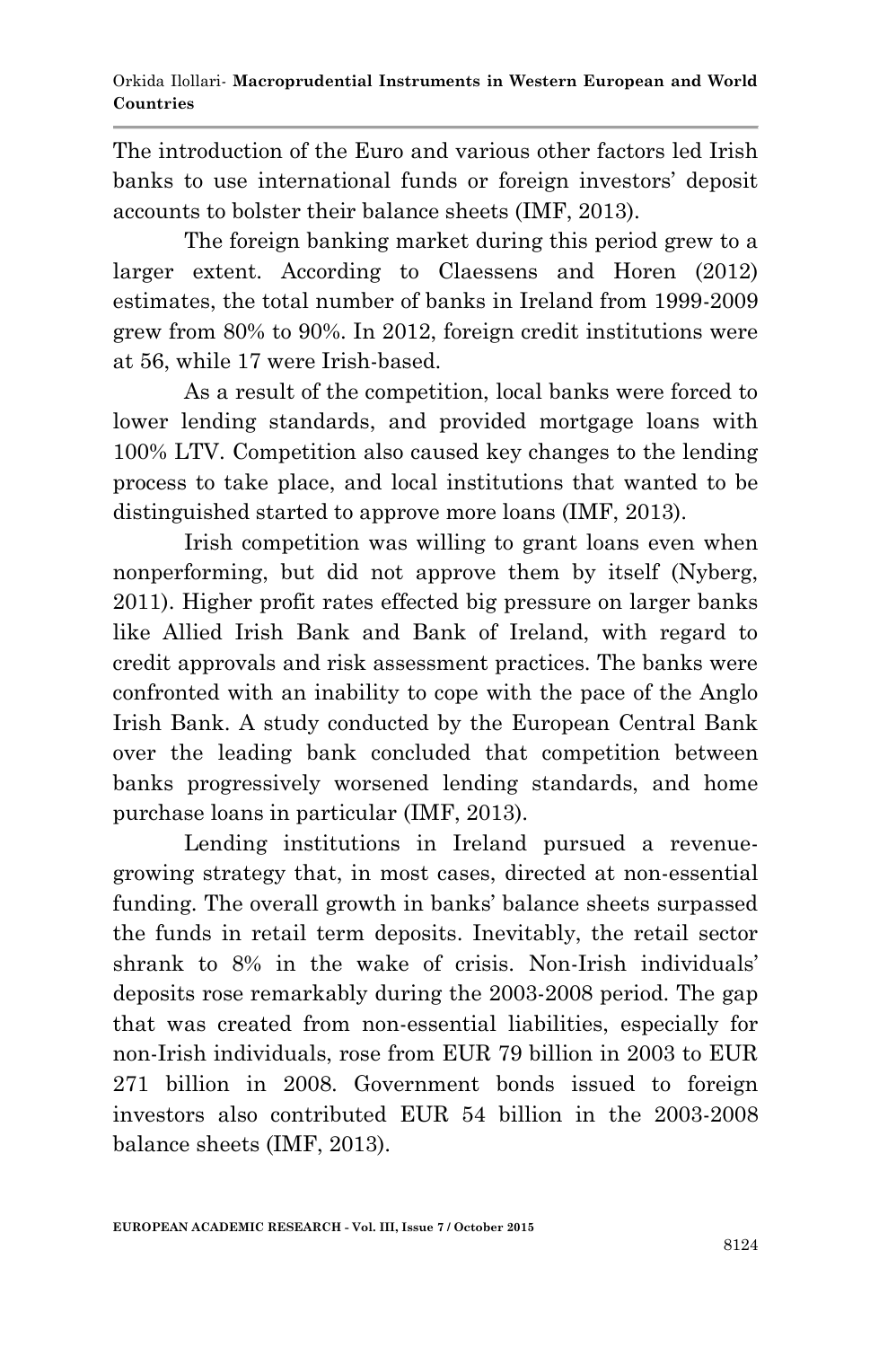The introduction of the Euro and various other factors led Irish banks to use international funds or foreign investors' deposit accounts to bolster their balance sheets (IMF, 2013).

The foreign banking market during this period grew to a larger extent. According to Claessens and Horen (2012) estimates, the total number of banks in Ireland from 1999-2009 grew from 80% to 90%. In 2012, foreign credit institutions were at 56, while 17 were Irish-based.

As a result of the competition, local banks were forced to lower lending standards, and provided mortgage loans with 100% LTV. Competition also caused key changes to the lending process to take place, and local institutions that wanted to be distinguished started to approve more loans (IMF, 2013).

Irish competition was willing to grant loans even when nonperforming, but did not approve them by itself (Nyberg, 2011). Higher profit rates effected big pressure on larger banks like Allied Irish Bank and Bank of Ireland, with regard to credit approvals and risk assessment practices. The banks were confronted with an inability to cope with the pace of the Anglo Irish Bank. A study conducted by the European Central Bank over the leading bank concluded that competition between banks progressively worsened lending standards, and home purchase loans in particular (IMF, 2013).

Lending institutions in Ireland pursued a revenue-growing strategy that, in most cases, directed at non-essential funding. The overall growth in banks' balance sheets surpassed the funds in retail term deposits. Inevitably, the retail sector shrank to 8% in the wake of crisis. Non-Irish individuals' deposits rose remarkably during the 2003-2008 period. The gap that was created from non-essential liabilities, especially for non-Irish individuals, rose from EUR 79 billion in 2003 to EUR 271 billion in 2008. Government bonds issued to foreign investors also contributed EUR 54 billion in the 2003-2008 balance sheets (IMF, 2013).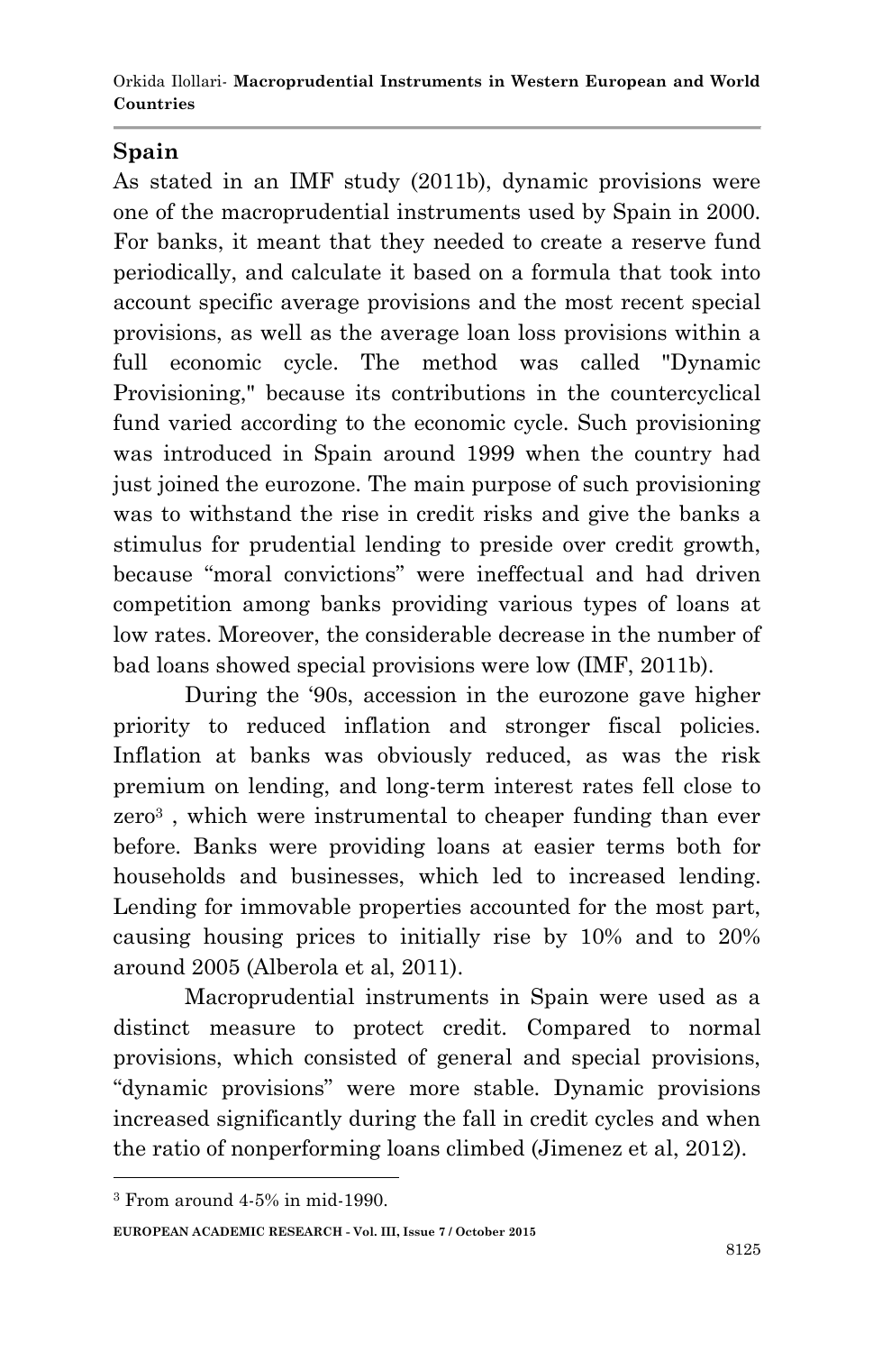## Spain

As stated in an IMF study (2011b), dynamic provisions were one of the macroprudential instruments used by Spain in 2000. For banks, it meant that they needed to create a reserve fund periodically, and calculate it based on a formula that took into account specific average provisions and the most recent special provisions, as well as the average loan loss provisions within a full economic cycle. The method was called "Dynamic Provisioning," because its contributions in the countercyclical fund varied according to the economic cycle. Such provisioning was introduced in Spain around 1999 when the country had just joined the eurozone. The main purpose of such provisioning was to withstand the rise in credit risks and give the banks a stimulus for prudential lending to preside over credit growth, because "moral convictions" were ineffectual and had driven competition among banks providing various types of loans at low rates. Moreover, the considerable decrease in the number of bad loans showed special provisions were low (IMF, 2011b).

During the '90s, accession in the eurozone gave higher priority to reduced inflation and stronger fiscal policies. Inflation at banks was obviously reduced, as was the risk premium on lending, and long-term interest rates fell close to zero[3] , which were instrumental to cheaper funding than ever before. Banks were providing loans at easier terms both for households and businesses, which led to increased lending. Lending for immovable properties accounted for the most part, causing housing prices to initially rise by 10% and to 20% around 2005 (Alberola et al, 2011).

Macroprudential instruments in Spain were used as a distinct measure to protect credit. Compared to normal provisions, which consisted of general and special provisions, "dynamic provisions" were more stable. Dynamic provisions increased significantly during the fall in credit cycles and when the ratio of nonperforming loans climbed (Jimenez et al, 2012).

---

[3] From around 4-5% in mid-1990.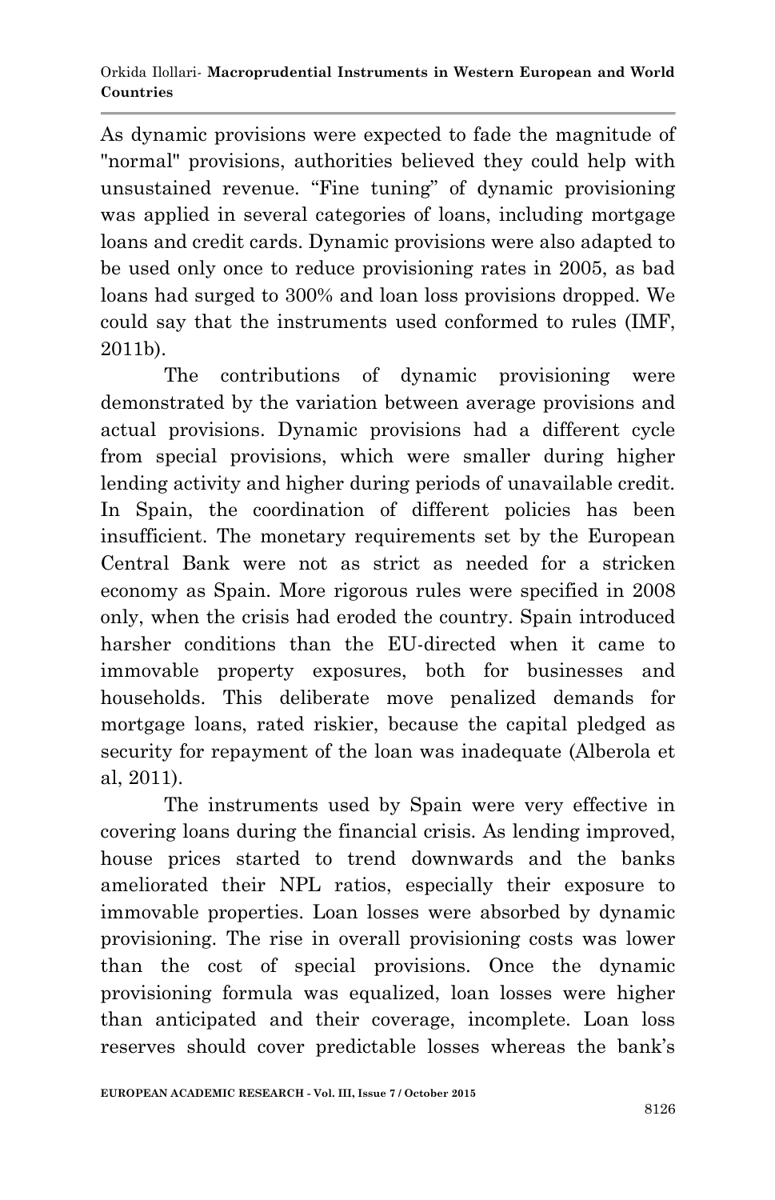As dynamic provisions were expected to fade the magnitude of "normal" provisions, authorities believed they could help with unsustained revenue. “Fine tuning” of dynamic provisioning was applied in several categories of loans, including mortgage loans and credit cards. Dynamic provisions were also adapted to be used only once to reduce provisioning rates in 2005, as bad loans had surged to 300% and loan loss provisions dropped. We could say that the instruments used conformed to rules (IMF, 2011b).

The contributions of dynamic provisioning were demonstrated by the variation between average provisions and actual provisions. Dynamic provisions had a different cycle from special provisions, which were smaller during higher lending activity and higher during periods of unavailable credit. In Spain, the coordination of different policies has been insufficient. The monetary requirements set by the European Central Bank were not as strict as needed for a stricken economy as Spain. More rigorous rules were specified in 2008 only, when the crisis had eroded the country. Spain introduced harsher conditions than the EU-directed when it came to immovable property exposures, both for businesses and households. This deliberate move penalized demands for mortgage loans, rated riskier, because the capital pledged as security for repayment of the loan was inadequate (Alberola et al, 2011).

The instruments used by Spain were very effective in covering loans during the financial crisis. As lending improved, house prices started to trend downwards and the banks ameliorated their NPL ratios, especially their exposure to immovable properties. Loan losses were absorbed by dynamic provisioning. The rise in overall provisioning costs was lower than the cost of special provisions. Once the dynamic provisioning formula was equalized, loan losses were higher than anticipated and their coverage, incomplete. Loan loss reserves should cover predictable losses whereas the bank’s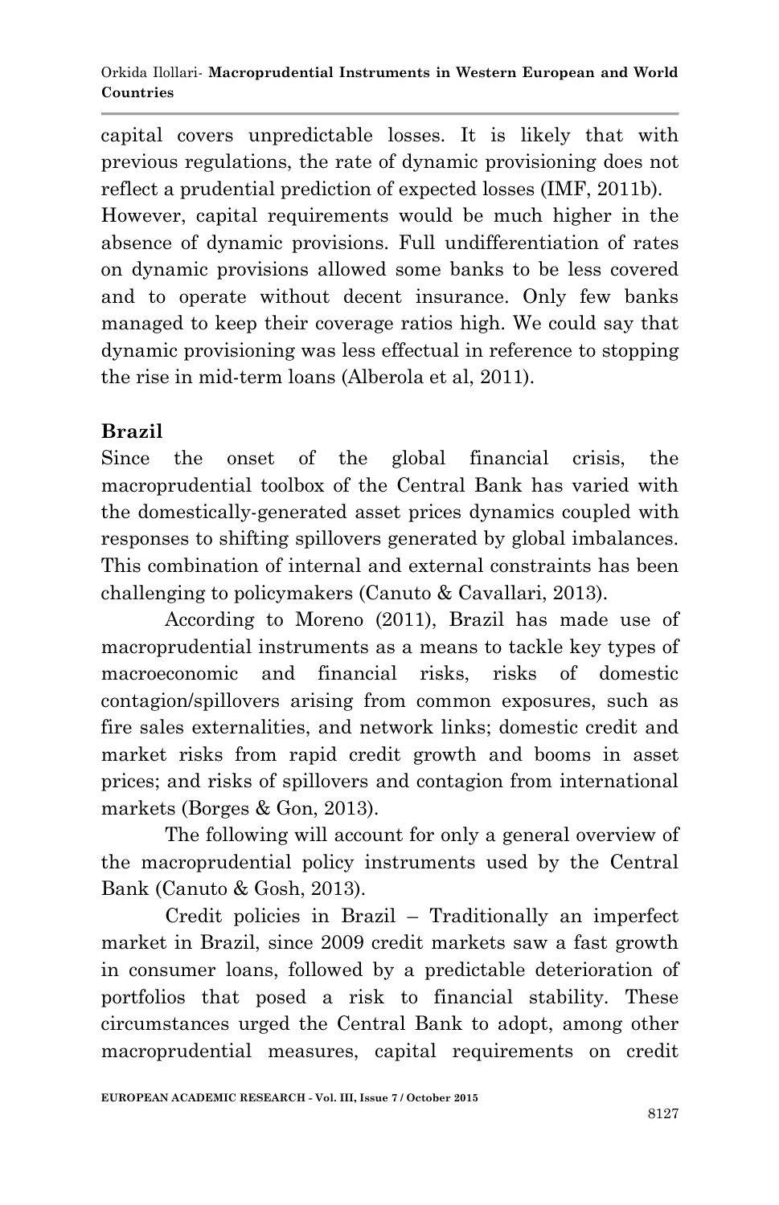capital covers unpredictable losses. It is likely that with previous regulations, the rate of dynamic provisioning does not reflect a prudential prediction of expected losses (IMF, 2011b). However, capital requirements would be much higher in the absence of dynamic provisions. Full undifferentiation of rates on dynamic provisions allowed some banks to be less covered and to operate without decent insurance. Only few banks managed to keep their coverage ratios high. We could say that dynamic provisioning was less effectual in reference to stopping the rise in mid-term loans (Alberola et al, 2011).

**Brazil**

Since the onset of the global financial crisis, the macroprudential toolbox of the Central Bank has varied with the domestically-generated asset prices dynamics coupled with responses to shifting spillovers generated by global imbalances. This combination of internal and external constraints has been challenging to policymakers (Canuto & Cavallari, 2013).

According to Moreno (2011), Brazil has made use of macroprudential instruments as a means to tackle key types of macroeconomic and financial risks, risks of domestic contagion/spillovers arising from common exposures, such as fire sales externalities, and network links; domestic credit and market risks from rapid credit growth and booms in asset prices; and risks of spillovers and contagion from international markets (Borges & Gon, 2013).

The following will account for only a general overview of the macroprudential policy instruments used by the Central Bank (Canuto & Gosh, 2013).

Credit policies in Brazil – Traditionally an imperfect market in Brazil, since 2009 credit markets saw a fast growth in consumer loans, followed by a predictable deterioration of portfolios that posed a risk to financial stability. These circumstances urged the Central Bank to adopt, among other macroprudential measures, capital requirements on credit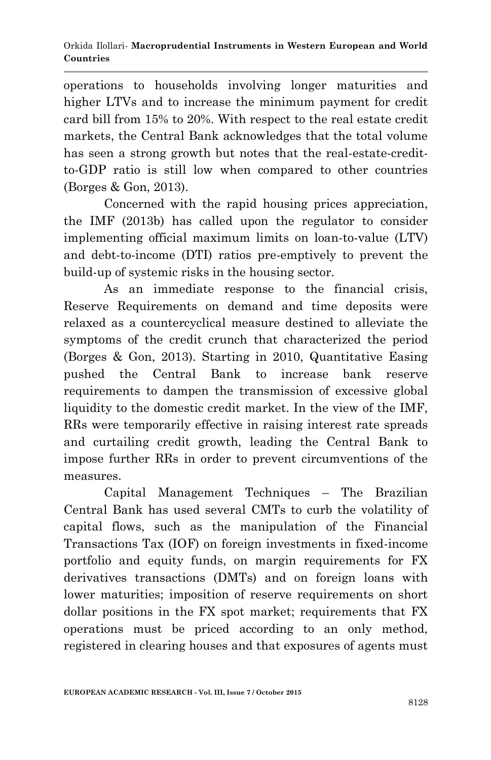operations to households involving longer maturities and higher LTVs and to increase the minimum payment for credit card bill from 15% to 20%. With respect to the real estate credit markets, the Central Bank acknowledges that the total volume has seen a strong growth but notes that the real-estate-credit-to-GDP ratio is still low when compared to other countries (Borges & Gon, 2013).

Concerned with the rapid housing prices appreciation, the IMF (2013b) has called upon the regulator to consider implementing official maximum limits on loan-to-value (LTV) and debt-to-income (DTI) ratios pre-emptively to prevent the build-up of systemic risks in the housing sector.

As an immediate response to the financial crisis, Reserve Requirements on demand and time deposits were relaxed as a countercyclical measure destined to alleviate the symptoms of the credit crunch that characterized the period (Borges & Gon, 2013). Starting in 2010, Quantitative Easing pushed the Central Bank to increase bank reserve requirements to dampen the transmission of excessive global liquidity to the domestic credit market. In the view of the IMF, RRs were temporarily effective in raising interest rate spreads and curtailing credit growth, leading the Central Bank to impose further RRs in order to prevent circumventions of the measures.

Capital Management Techniques – The Brazilian Central Bank has used several CMTs to curb the volatility of capital flows, such as the manipulation of the Financial Transactions Tax (IOF) on foreign investments in fixed-income portfolio and equity funds, on margin requirements for FX derivatives transactions (DMTs) and on foreign loans with lower maturities; imposition of reserve requirements on short dollar positions in the FX spot market; requirements that FX operations must be priced according to an only method, registered in clearing houses and that exposures of agents must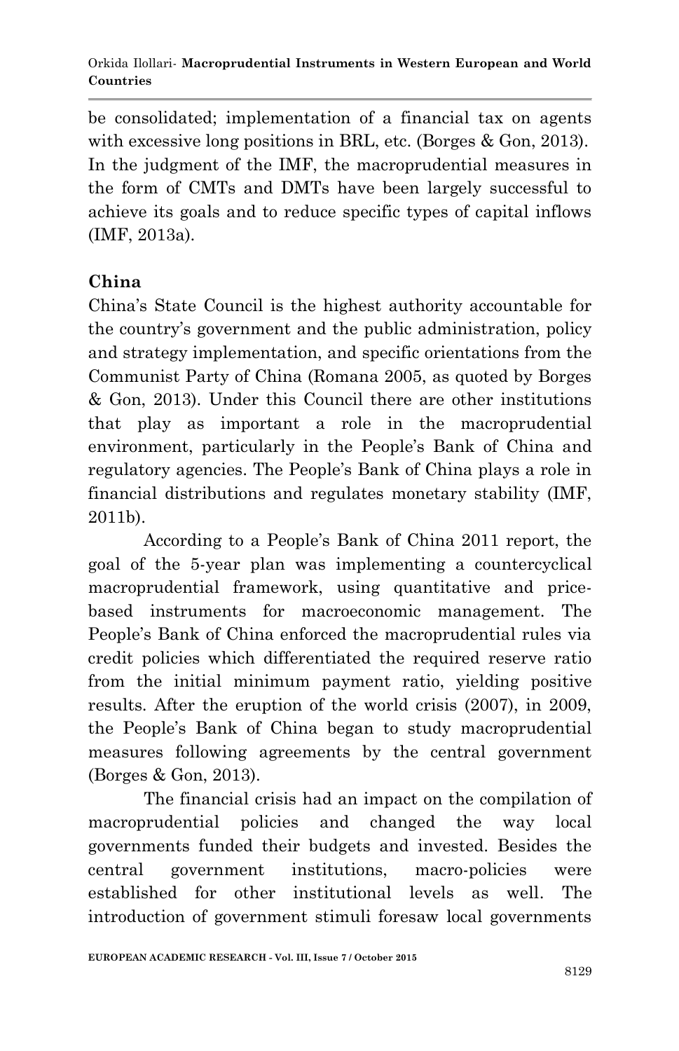be consolidated; implementation of a financial tax on agents with excessive long positions in BRL, etc. (Borges & Gon, 2013). In the judgment of the IMF, the macroprudential measures in the form of CMTs and DMTs have been largely successful to achieve its goals and to reduce specific types of capital inflows (IMF, 2013a).

## China

China's State Council is the highest authority accountable for the country's government and the public administration, policy and strategy implementation, and specific orientations from the Communist Party of China (Romana 2005, as quoted by Borges & Gon, 2013). Under this Council there are other institutions that play as important a role in the macroprudential environment, particularly in the People's Bank of China and regulatory agencies. The People's Bank of China plays a role in financial distributions and regulates monetary stability (IMF, 2011b).

According to a People's Bank of China 2011 report, the goal of the 5-year plan was implementing a countercyclical macroprudential framework, using quantitative and price-based instruments for macroeconomic management. The People's Bank of China enforced the macroprudential rules via credit policies which differentiated the required reserve ratio from the initial minimum payment ratio, yielding positive results. After the eruption of the world crisis (2007), in 2009, the People's Bank of China began to study macroprudential measures following agreements by the central government (Borges & Gon, 2013).

The financial crisis had an impact on the compilation of macroprudential policies and changed the way local governments funded their budgets and invested. Besides the central government institutions, macro-policies were established for other institutional levels as well. The introduction of government stimuli foresaw local governments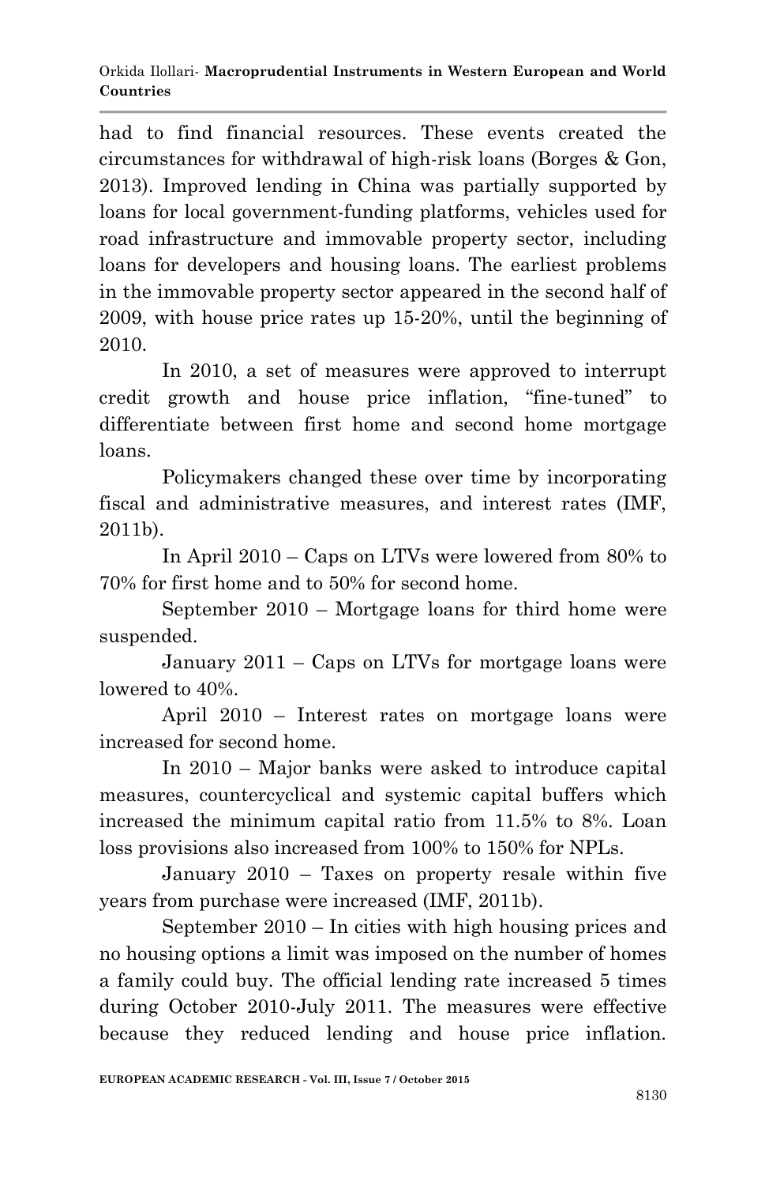had to find financial resources. These events created the circumstances for withdrawal of high-risk loans (Borges & Gon, 2013). Improved lending in China was partially supported by loans for local government-funding platforms, vehicles used for road infrastructure and immovable property sector, including loans for developers and housing loans. The earliest problems in the immovable property sector appeared in the second half of 2009, with house price rates up 15-20%, until the beginning of 2010.

In 2010, a set of measures were approved to interrupt credit growth and house price inflation, "fine-tuned" to differentiate between first home and second home mortgage loans.

Policymakers changed these over time by incorporating fiscal and administrative measures, and interest rates (IMF, 2011b).

In April 2010 – Caps on LTVs were lowered from 80% to 70% for first home and to 50% for second home.

September 2010 – Mortgage loans for third home were suspended.

January 2011 – Caps on LTVs for mortgage loans were lowered to 40%.

April 2010 – Interest rates on mortgage loans were increased for second home.

In 2010 – Major banks were asked to introduce capital measures, countercyclical and systemic capital buffers which increased the minimum capital ratio from 11.5% to 8%. Loan loss provisions also increased from 100% to 150% for NPLs.

January 2010 – Taxes on property resale within five years from purchase were increased (IMF, 2011b).

September 2010 – In cities with high housing prices and no housing options a limit was imposed on the number of homes a family could buy. The official lending rate increased 5 times during October 2010-July 2011. The measures were effective because they reduced lending and house price inflation.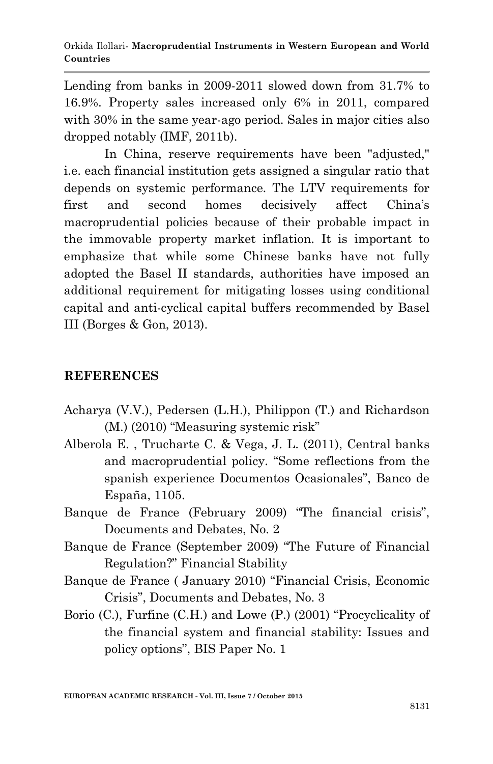Lending from banks in 2009-2011 slowed down from 31.7% to 16.9%. Property sales increased only 6% in 2011, compared with 30% in the same year-ago period. Sales in major cities also dropped notably (IMF, 2011b).

In China, reserve requirements have been "adjusted," i.e. each financial institution gets assigned a singular ratio that depends on systemic performance. The LTV requirements for first and second homes decisively affect China's macroprudential policies because of their probable impact in the immovable property market inflation. It is important to emphasize that while some Chinese banks have not fully adopted the Basel II standards, authorities have imposed an additional requirement for mitigating losses using conditional capital and anti-cyclical capital buffers recommended by Basel III (Borges & Gon, 2013).

## REFERENCES

Acharya (V.V.), Pedersen (L.H.), Philippon (T.) and Richardson (M.) (2010) "Measuring systemic risk"

Alberola E. , Trucharte C. & Vega, J. L. (2011), Central banks and macroprudential policy. "Some reflections from the spanish experience Documentos Ocasionales", Banco de España, 1105.

Banque de France (February 2009) "The financial crisis", Documents and Debates, No. 2

Banque de France (September 2009) "The Future of Financial Regulation?" Financial Stability

Banque de France ( January 2010) "Financial Crisis, Economic Crisis", Documents and Debates, No. 3

Borio (C.), Furfine (C.H.) and Lowe (P.) (2001) "Procyclicality of the financial system and financial stability: Issues and policy options", BIS Paper No. 1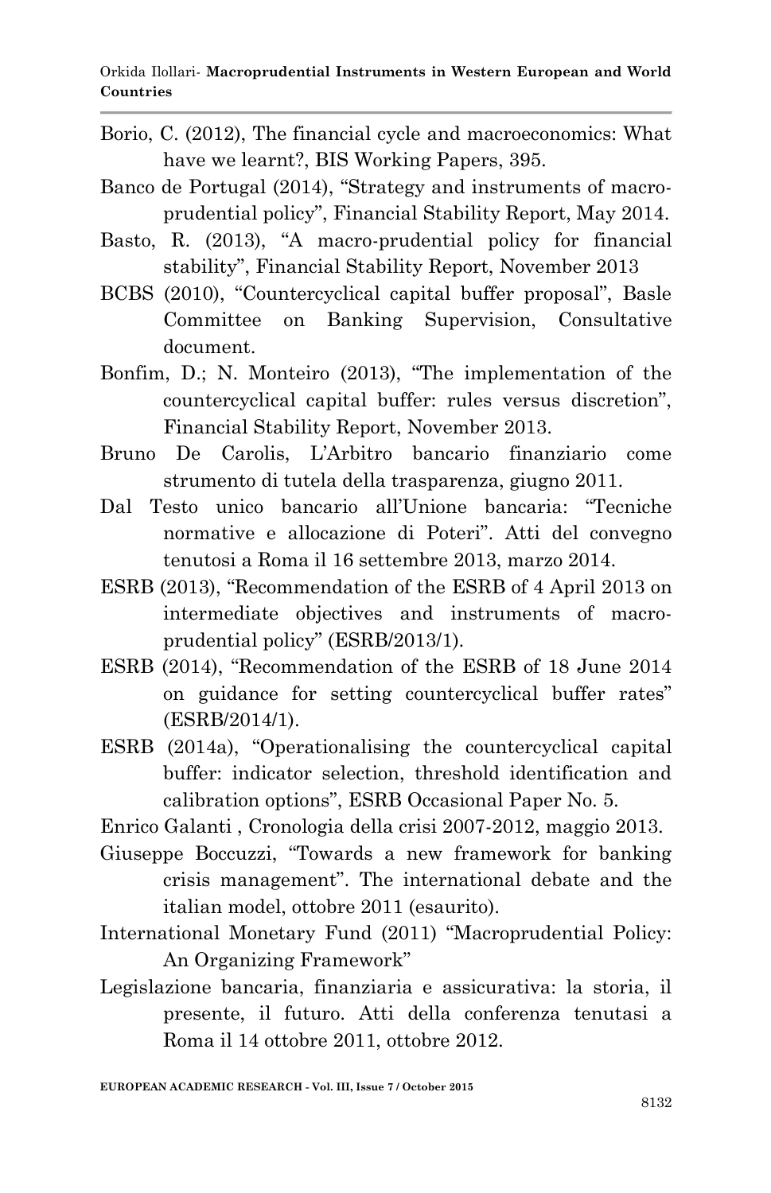Borio, C. (2012), The financial cycle and macroeconomics: What have we learnt?, BIS Working Papers, 395.

Banco de Portugal (2014), "Strategy and instruments of macro-prudential policy", Financial Stability Report, May 2014.

Basto, R. (2013), "A macro-prudential policy for financial stability", Financial Stability Report, November 2013

BCBS (2010), "Countercyclical capital buffer proposal", Basle Committee on Banking Supervision, Consultative document.

Bonfim, D.; N. Monteiro (2013), "The implementation of the countercyclical capital buffer: rules versus discretion", Financial Stability Report, November 2013.

Bruno De Carolis, L'Arbitro bancario finanziario come strumento di tutela della trasparenza, giugno 2011.

Dal Testo unico bancario all'Unione bancaria: "Tecniche normative e allocazione di Poteri". Atti del convegno tenutosi a Roma il 16 settembre 2013, marzo 2014.

ESRB (2013), "Recommendation of the ESRB of 4 April 2013 on intermediate objectives and instruments of macro-prudential policy" (ESRB/2013/1).

ESRB (2014), "Recommendation of the ESRB of 18 June 2014 on guidance for setting countercyclical buffer rates" (ESRB/2014/1).

ESRB (2014a), "Operationalising the countercyclical capital buffer: indicator selection, threshold identification and calibration options", ESRB Occasional Paper No. 5.

Enrico Galanti , Cronologia della crisi 2007-2012, maggio 2013.

Giuseppe Boccuzzi, "Towards a new framework for banking crisis management". The international debate and the italian model, ottobre 2011 (esaurito).

International Monetary Fund (2011) "Macroprudential Policy: An Organizing Framework"

Legislazione bancaria, finanziaria e assicurativa: la storia, il presente, il futuro. Atti della conferenza tenutasi a Roma il 14 ottobre 2011, ottobre 2012.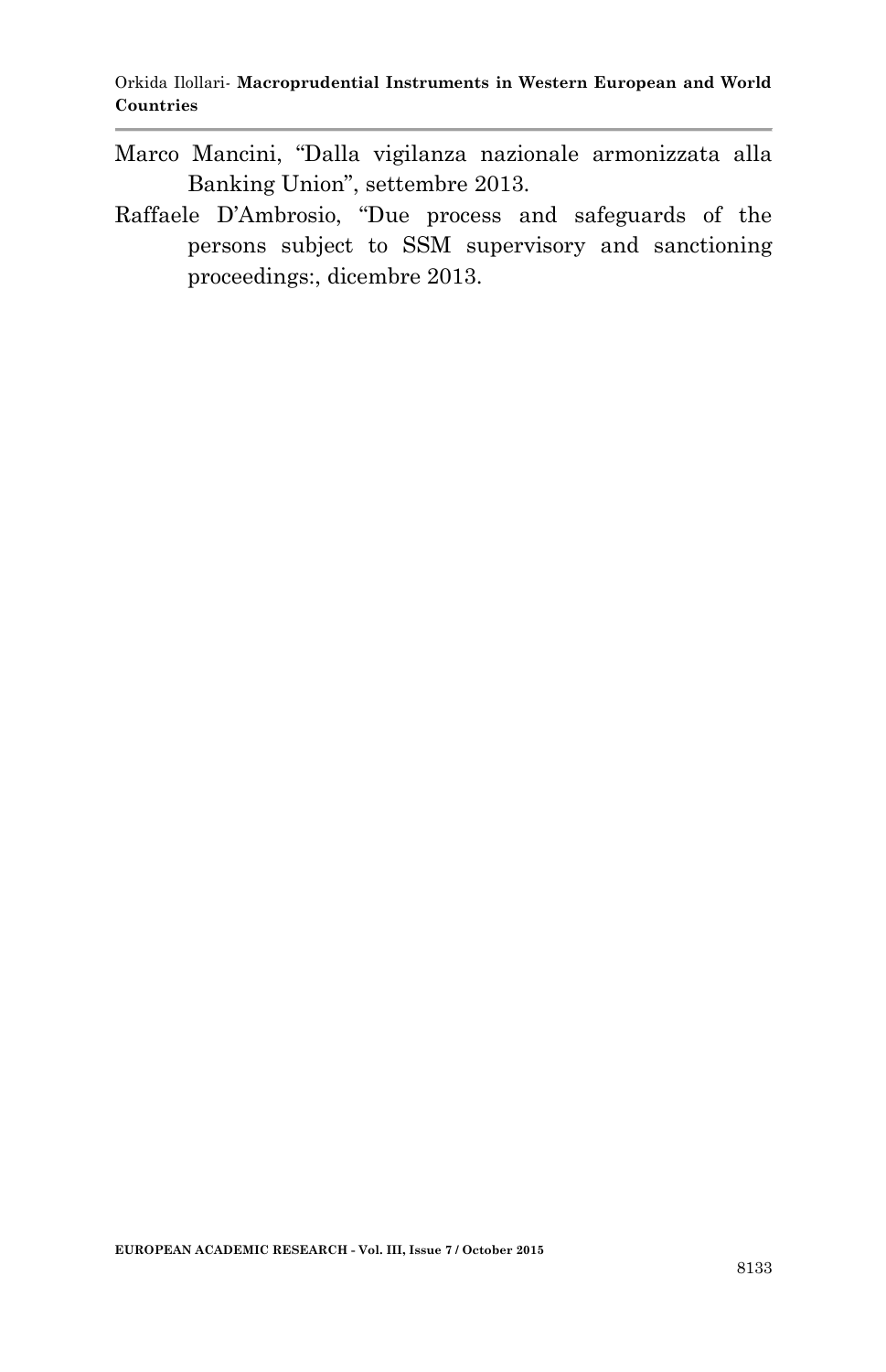Marco Mancini, “Dalla vigilanza nazionale armonizzata alla Banking Union”, settembre 2013.

Raffaele D’Ambrosio, “Due process and safeguards of the persons subject to SSM supervisory and sanctioning proceedings:, dicembre 2013.